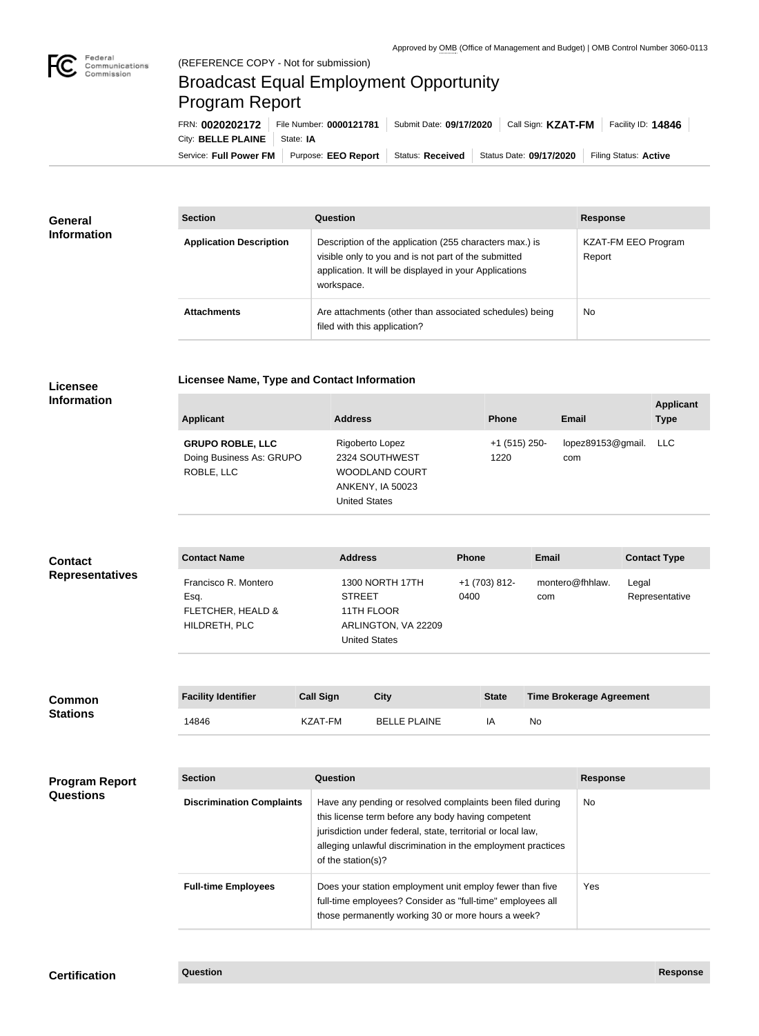Approved by OMB (Office of Management and Budget) | OMB Control Number 3060-0113

Federal Communications Commission

(REFERENCE COPY - Not for submission)

# Broadcast Equal Employment Opportunity Program Report

FRN: **0020202172** | File Number: **0000121781** | Submit Date: **09/17/2020** | Call Sign: **KZAT-FM** | Facility ID: **14846** | City: **BELLE PLAINE** | State: **IA**

Service: **Full Power FM** | Purpose: **EEO Report** | Status: **Received** | Status Date: **09/17/2020** | Filing Status: **Active**

## General Information

| Section | Question | Response |
|---|---|---|
| **Application Description** | Description of the application (255 characters max.) is visible only to you and is not part of the submitted application. It will be displayed in your Applications workspace. | KZAT-FM EEO Program Report |
| **Attachments** | Are attachments (other than associated schedules) being filed with this application? | No |

## Licensee Information

**Licensee Name, Type and Contact Information**

| Applicant | Address | Phone | Email | Applicant Type |
|---|---|---|---|---|
| **GRUPO ROBLE, LLC** Doing Business As: GRUPO ROBLE, LLC | Rigoberto Lopez 2324 SOUTHWEST WOODLAND COURT ANKENY, IA 50023 United States | +1 (515) 250-1220 | lopez89153@gmail.com | LLC |

## Contact Representatives

| Contact Name | Address | Phone | Email | Contact Type |
|---|---|---|---|---|
| Francisco R. Montero Esq. FLETCHER, HEALD & HILDRETH, PLC | 1300 NORTH 17TH STREET 11TH FLOOR ARLINGTON, VA 22209 United States | +1 (703) 812-0400 | montero@fhhlaw.com | Legal Representative |

## Common Stations

| Facility Identifier | Call Sign | City | State | Time Brokerage Agreement |
|---|---|---|---|---|
| 14846 | KZAT-FM | BELLE PLAINE | IA | No |

## Program Report Questions

| Section | Question | Response |
|---|---|---|
| **Discrimination Complaints** | Have any pending or resolved complaints been filed during this license term before any body having competent jurisdiction under federal, state, territorial or local law, alleging unlawful discrimination in the employment practices of the station(s)? | No |
| **Full-time Employees** | Does your station employment unit employ fewer than five full-time employees? Consider as "full-time" employees all those permanently working 30 or more hours a week? | Yes |

## Certification

| Question | Response |
|---|---|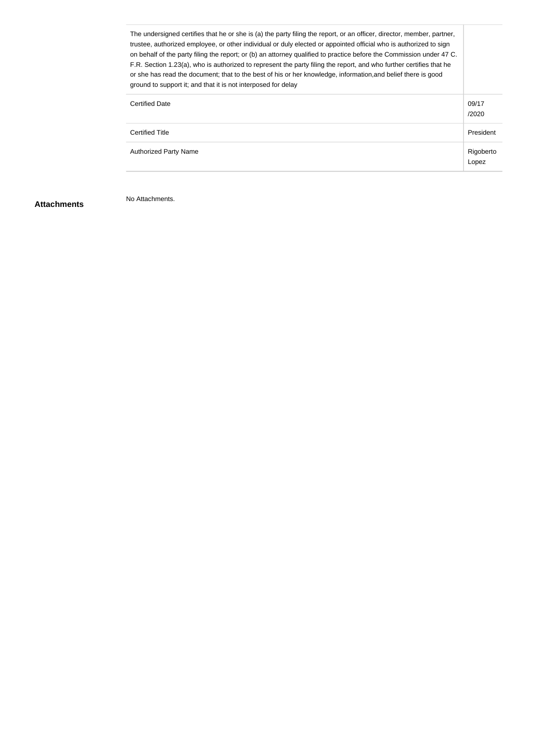| | |
|---|---|
| The undersigned certifies that he or she is (a) the party filing the report, or an officer, director, member, partner, trustee, authorized employee, or other individual or duly elected or appointed official who is authorized to sign on behalf of the party filing the report; or (b) an attorney qualified to practice before the Commission under 47 C.F.R. Section 1.23(a), who is authorized to represent the party filing the report, and who further certifies that he or she has read the document; that to the best of his or her knowledge, information,and belief there is good ground to support it; and that it is not interposed for delay | |
| Certified Date | 09/17/2020 |
| Certified Title | President |
| Authorized Party Name | Rigoberto Lopez |

**Attachments**

No Attachments.